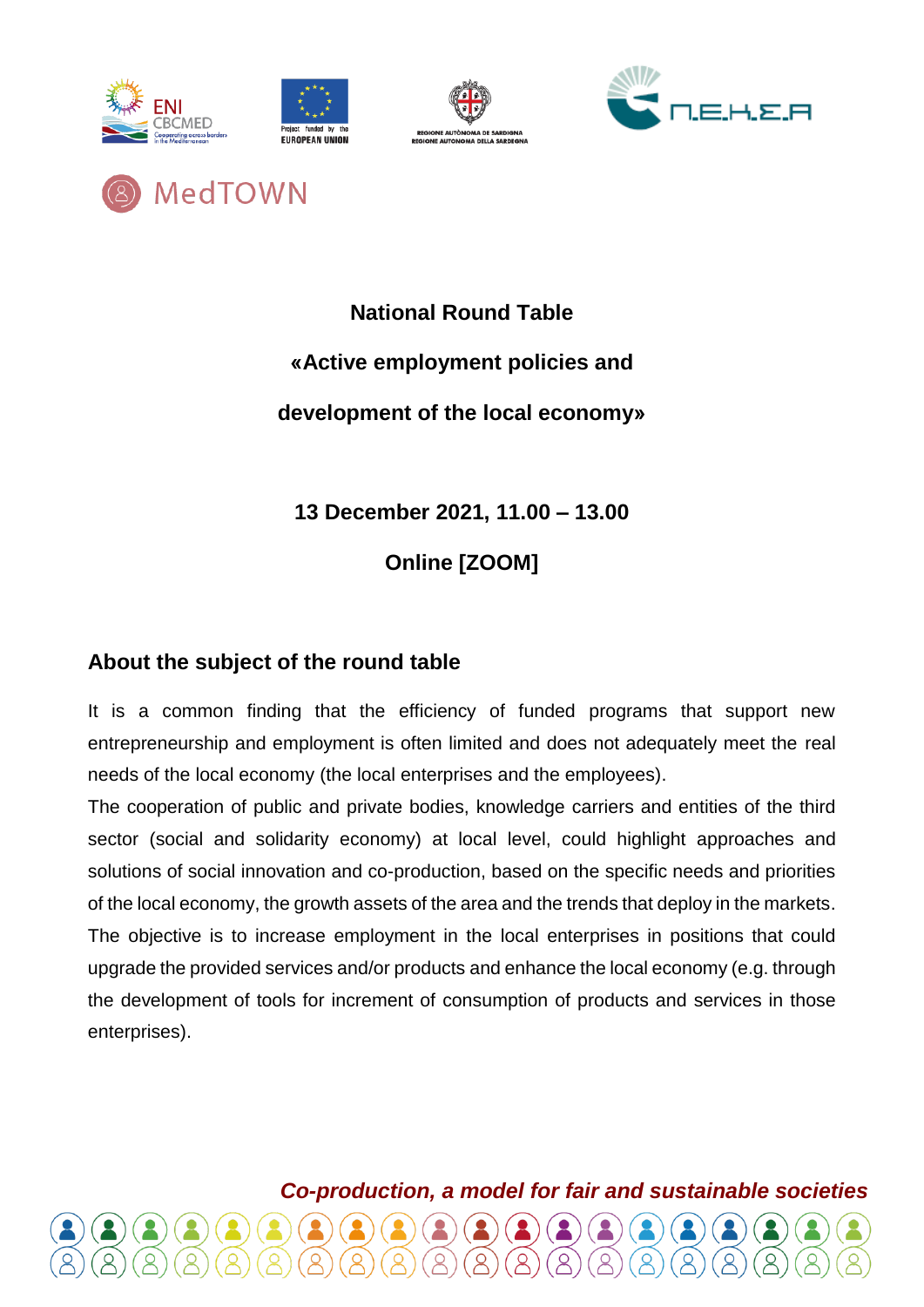# National Round Table

# «Active employment policies and development of the local economy»

**13 December 2021, 11.00 – 13.00**

**Online [ZOOM]**

## About the subject of the round table

It is a common finding that the efficiency of funded programs that support new entrepreneurship and employment is often limited and does not adequately meet the real needs of the local economy (the local enterprises and the employees).

The cooperation of public and private bodies, knowledge carriers and entities of the third sector (social and solidarity economy) at local level, could highlight approaches and solutions of social innovation and co-production, based on the specific needs and priorities of the local economy, the growth assets of the area and the trends that deploy in the markets. The objective is to increase employment in the local enterprises in positions that could upgrade the provided services and/or products and enhance the local economy (e.g. through the development of tools for increment of consumption of products and services in those enterprises).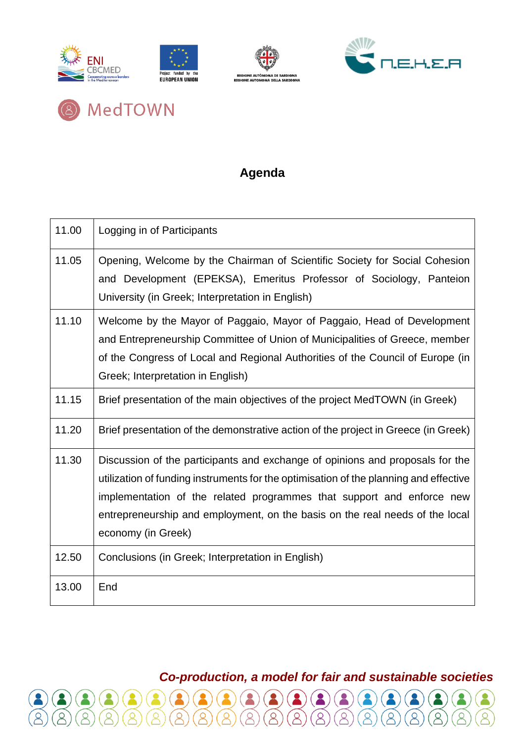MedTOWN

# Agenda

| | |
|---|---|
| 11.00 | Logging in of Participants |
| 11.05 | Opening, Welcome by the Chairman of Scientific Society for Social Cohesion and Development (EPEKSA), Emeritus Professor of Sociology, Panteion University (in Greek; Interpretation in English) |
| 11.10 | Welcome by the Mayor of Paggaio, Mayor of Paggaio, Head of Development and Entrepreneurship Committee of Union of Municipalities of Greece, member of the Congress of Local and Regional Authorities of the Council of Europe (in Greek; Interpretation in English) |
| 11.15 | Brief presentation of the main objectives of the project MedTOWN (in Greek) |
| 11.20 | Brief presentation of the demonstrative action of the project in Greece (in Greek) |
| 11.30 | Discussion of the participants and exchange of opinions and proposals for the utilization of funding instruments for the optimisation of the planning and effective implementation of the related programmes that support and enforce new entrepreneurship and employment, on the basis on the real needs of the local economy (in Greek) |
| 12.50 | Conclusions (in Greek; Interpretation in English) |
| 13.00 | End |

***Co-production, a model for fair and sustainable societies***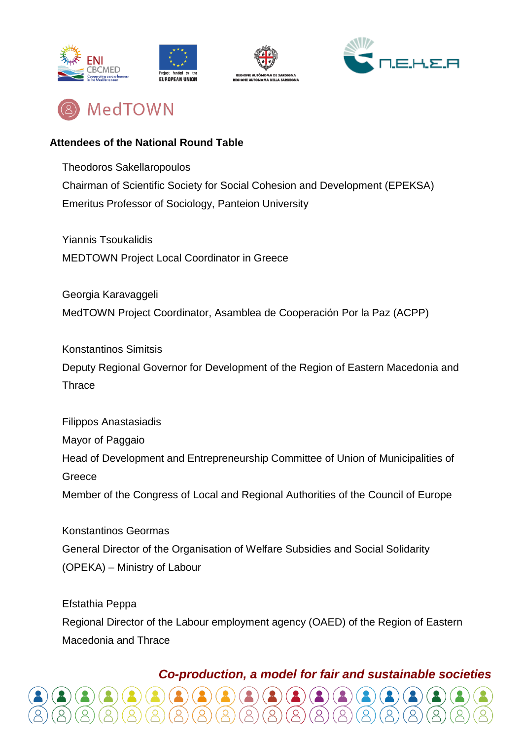## Attendees of the National Round Table

Theodoros Sakellaropoulos
Chairman of Scientific Society for Social Cohesion and Development (EPEKSA)
Emeritus Professor of Sociology, Panteion University

Yiannis Tsoukalidis
MEDTOWN Project Local Coordinator in Greece

Georgia Karavaggeli
MedTOWN Project Coordinator, Asamblea de Cooperación Por la Paz (ACPP)

Konstantinos Simitsis
Deputy Regional Governor for Development of the Region of Eastern Macedonia and Thrace

Filippos Anastasiadis
Mayor of Paggaio
Head of Development and Entrepreneurship Committee of Union of Municipalities of Greece
Member of the Congress of Local and Regional Authorities of the Council of Europe

Konstantinos Geormas
General Director of the Organisation of Welfare Subsidies and Social Solidarity (OPEKA) – Ministry of Labour

Efstathia Peppa
Regional Director of the Labour employment agency (OAED) of the Region of Eastern Macedonia and Thrace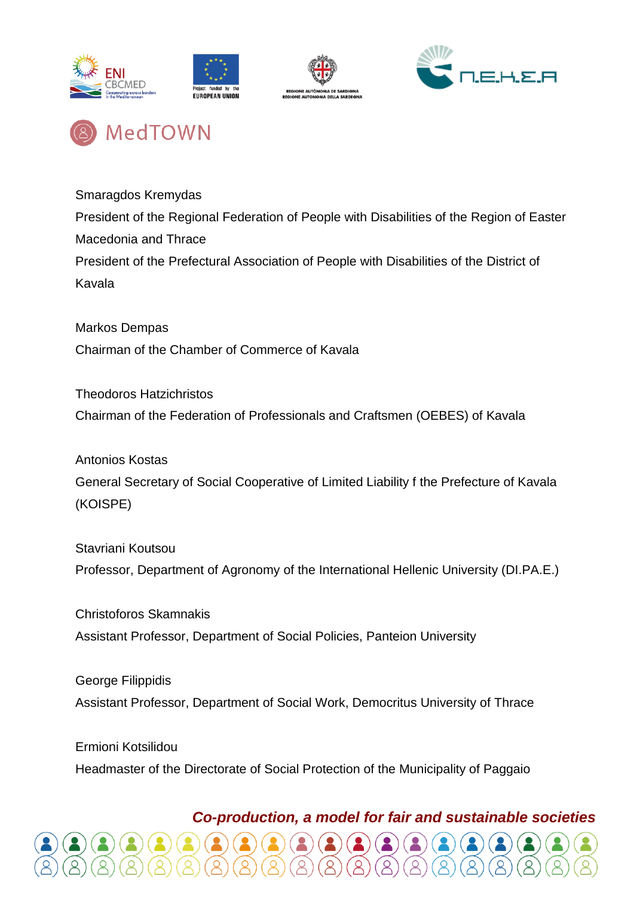Smaragdos Kremydas
President of the Regional Federation of People with Disabilities of the Region of Easter Macedonia and Thrace
President of the Prefectural Association of People with Disabilities of the District of Kavala

Markos Dempas
Chairman of the Chamber of Commerce of Kavala

Theodoros Hatzichristos
Chairman of the Federation of Professionals and Craftsmen (OEBES) of Kavala

Antonios Kostas
General Secretary of Social Cooperative of Limited Liability f the Prefecture of Kavala (KOISPE)

Stavriani Koutsou
Professor, Department of Agronomy of the International Hellenic University (DI.PA.E.)

Christoforos Skamnakis
Assistant Professor, Department of Social Policies, Panteion University

George Filippidis
Assistant Professor, Department of Social Work, Democritus University of Thrace

Ermioni Kotsilidou
Headmaster of the Directorate of Social Protection of the Municipality of Paggaio